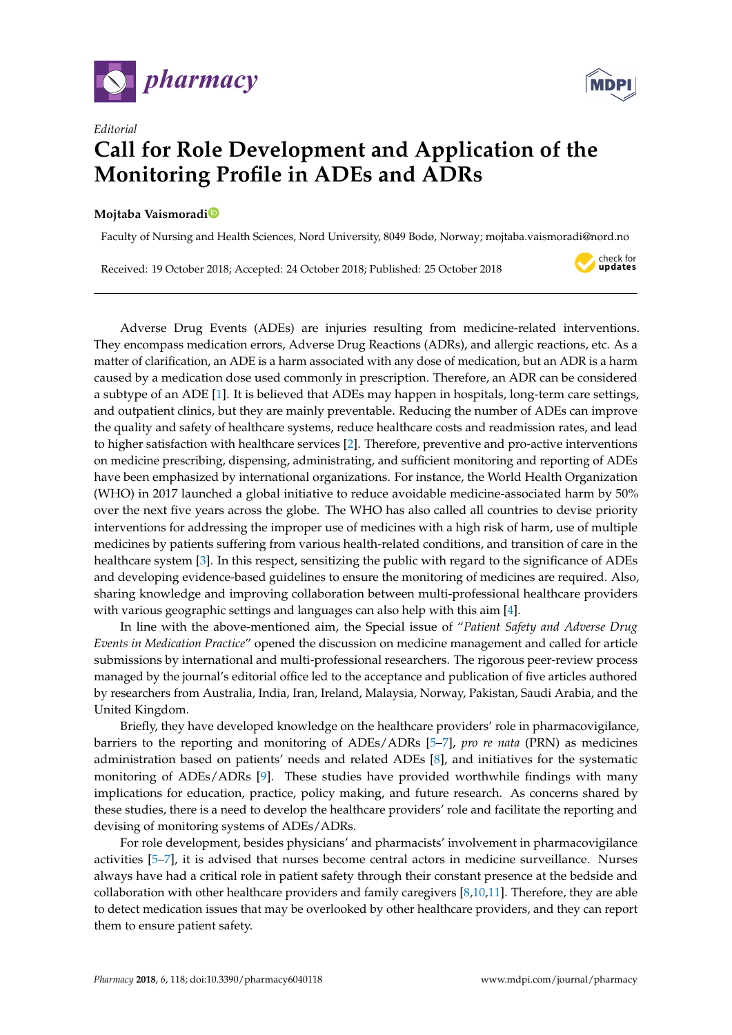*Editorial*

# Call for Role Development and Application of the Monitoring Profile in ADEs and ADRs

**Mojtaba Vaismoradi**

Faculty of Nursing and Health Sciences, Nord University, 8049 Bodø, Norway; mojtaba.vaismoradi@nord.no

Received: 19 October 2018; Accepted: 24 October 2018; Published: 25 October 2018

---

Adverse Drug Events (ADEs) are injuries resulting from medicine-related interventions. They encompass medication errors, Adverse Drug Reactions (ADRs), and allergic reactions, etc. As a matter of clarification, an ADE is a harm associated with any dose of medication, but an ADR is a harm caused by a medication dose used commonly in prescription. Therefore, an ADR can be considered a subtype of an ADE [1]. It is believed that ADEs may happen in hospitals, long-term care settings, and outpatient clinics, but they are mainly preventable. Reducing the number of ADEs can improve the quality and safety of healthcare systems, reduce healthcare costs and readmission rates, and lead to higher satisfaction with healthcare services [2]. Therefore, preventive and pro-active interventions on medicine prescribing, dispensing, administrating, and sufficient monitoring and reporting of ADEs have been emphasized by international organizations. For instance, the World Health Organization (WHO) in 2017 launched a global initiative to reduce avoidable medicine-associated harm by 50% over the next five years across the globe. The WHO has also called all countries to devise priority interventions for addressing the improper use of medicines with a high risk of harm, use of multiple medicines by patients suffering from various health-related conditions, and transition of care in the healthcare system [3]. In this respect, sensitizing the public with regard to the significance of ADEs and developing evidence-based guidelines to ensure the monitoring of medicines are required. Also, sharing knowledge and improving collaboration between multi-professional healthcare providers with various geographic settings and languages can also help with this aim [4].

In line with the above-mentioned aim, the Special issue of "*Patient Safety and Adverse Drug Events in Medication Practice*" opened the discussion on medicine management and called for article submissions by international and multi-professional researchers. The rigorous peer-review process managed by the journal's editorial office led to the acceptance and publication of five articles authored by researchers from Australia, India, Iran, Ireland, Malaysia, Norway, Pakistan, Saudi Arabia, and the United Kingdom.

Briefly, they have developed knowledge on the healthcare providers' role in pharmacovigilance, barriers to the reporting and monitoring of ADEs/ADRs [5–7], *pro re nata* (PRN) as medicines administration based on patients' needs and related ADEs [8], and initiatives for the systematic monitoring of ADEs/ADRs [9]. These studies have provided worthwhile findings with many implications for education, practice, policy making, and future research. As concerns shared by these studies, there is a need to develop the healthcare providers' role and facilitate the reporting and devising of monitoring systems of ADEs/ADRs.

For role development, besides physicians' and pharmacists' involvement in pharmacovigilance activities [5–7], it is advised that nurses become central actors in medicine surveillance. Nurses always have had a critical role in patient safety through their constant presence at the bedside and collaboration with other healthcare providers and family caregivers [8,10,11]. Therefore, they are able to detect medication issues that may be overlooked by other healthcare providers, and they can report them to ensure patient safety.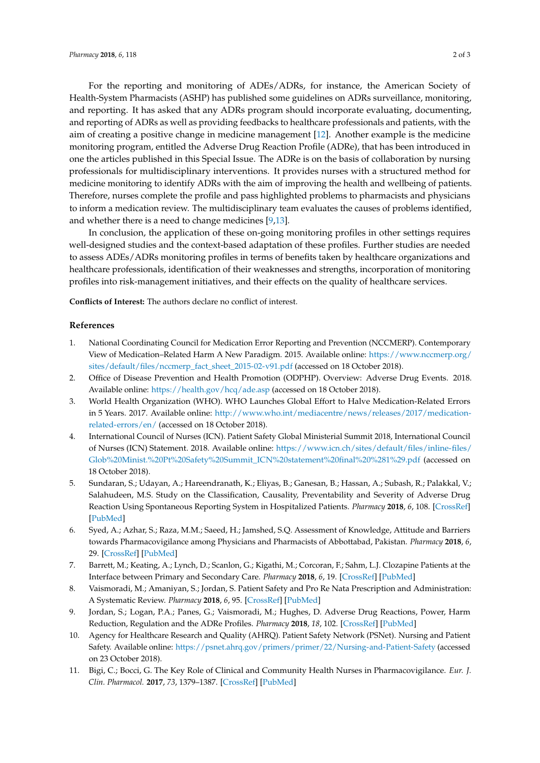For the reporting and monitoring of ADEs/ADRs, for instance, the American Society of Health-System Pharmacists (ASHP) has published some guidelines on ADRs surveillance, monitoring, and reporting. It has asked that any ADRs program should incorporate evaluating, documenting, and reporting of ADRs as well as providing feedbacks to healthcare professionals and patients, with the aim of creating a positive change in medicine management [12]. Another example is the medicine monitoring program, entitled the Adverse Drug Reaction Profile (ADRe), that has been introduced in one the articles published in this Special Issue. The ADRe is on the basis of collaboration by nursing professionals for multidisciplinary interventions. It provides nurses with a structured method for medicine monitoring to identify ADRs with the aim of improving the health and wellbeing of patients. Therefore, nurses complete the profile and pass highlighted problems to pharmacists and physicians to inform a medication review. The multidisciplinary team evaluates the causes of problems identified, and whether there is a need to change medicines [9,13].

In conclusion, the application of these on-going monitoring profiles in other settings requires well-designed studies and the context-based adaptation of these profiles. Further studies are needed to assess ADEs/ADRs monitoring profiles in terms of benefits taken by healthcare organizations and healthcare professionals, identification of their weaknesses and strengths, incorporation of monitoring profiles into risk-management initiatives, and their effects on the quality of healthcare services.

**Conflicts of Interest:** The authors declare no conflict of interest.

## References

1. National Coordinating Council for Medication Error Reporting and Prevention (NCCMERP). Contemporary View of Medication–Related Harm A New Paradigm. 2015. Available online: https://www.nccmerp.org/sites/default/files/nccmerp_fact_sheet_2015-02-v91.pdf (accessed on 18 October 2018).
2. Office of Disease Prevention and Health Promotion (ODPHP). Overview: Adverse Drug Events. 2018. Available online: https://health.gov/hcq/ade.asp (accessed on 18 October 2018).
3. World Health Organization (WHO). WHO Launches Global Effort to Halve Medication-Related Errors in 5 Years. 2017. Available online: http://www.who.int/mediacentre/news/releases/2017/medication-related-errors/en/ (accessed on 18 October 2018).
4. International Council of Nurses (ICN). Patient Safety Global Ministerial Summit 2018, International Council of Nurses (ICN) Statement. 2018. Available online: https://www.icn.ch/sites/default/files/inline-files/Glob%20Minist.%20Pt%20Safety%20Summit_ICN%20statement%20final%20%281%29.pdf (accessed on 18 October 2018).
5. Sundaran, S.; Udayan, A.; Hareendranath, K.; Eliyas, B.; Ganesan, B.; Hassan, A.; Subash, R.; Palakkal, V.; Salahudeen, M.S. Study on the Classification, Causality, Preventability and Severity of Adverse Drug Reaction Using Spontaneous Reporting System in Hospitalized Patients. *Pharmacy* **2018**, *6*, 108. [CrossRef] [PubMed]
6. Syed, A.; Azhar, S.; Raza, M.M.; Saeed, H.; Jamshed, S.Q. Assessment of Knowledge, Attitude and Barriers towards Pharmacovigilance among Physicians and Pharmacists of Abbottabad, Pakistan. *Pharmacy* **2018**, *6*, 29. [CrossRef] [PubMed]
7. Barrett, M.; Keating, A.; Lynch, D.; Scanlon, G.; Kigathi, M.; Corcoran, F.; Sahm, L.J. Clozapine Patients at the Interface between Primary and Secondary Care. *Pharmacy* **2018**, *6*, 19. [CrossRef] [PubMed]
8. Vaismoradi, M.; Amaniyan, S.; Jordan, S. Patient Safety and Pro Re Nata Prescription and Administration: A Systematic Review. *Pharmacy* **2018**, *6*, 95. [CrossRef] [PubMed]
9. Jordan, S.; Logan, P.A.; Panes, G.; Vaismoradi, M.; Hughes, D. Adverse Drug Reactions, Power, Harm Reduction, Regulation and the ADRe Profiles. *Pharmacy* **2018**, *18*, 102. [CrossRef] [PubMed]
10. Agency for Healthcare Research and Quality (AHRQ). Patient Safety Network (PSNet). Nursing and Patient Safety. Available online: https://psnet.ahrq.gov/primers/primer/22/Nursing-and-Patient-Safety (accessed on 23 October 2018).
11. Bigi, C.; Bocci, G. The Key Role of Clinical and Community Health Nurses in Pharmacovigilance. *Eur. J. Clin. Pharmacol.* **2017**, *73*, 1379–1387. [CrossRef] [PubMed]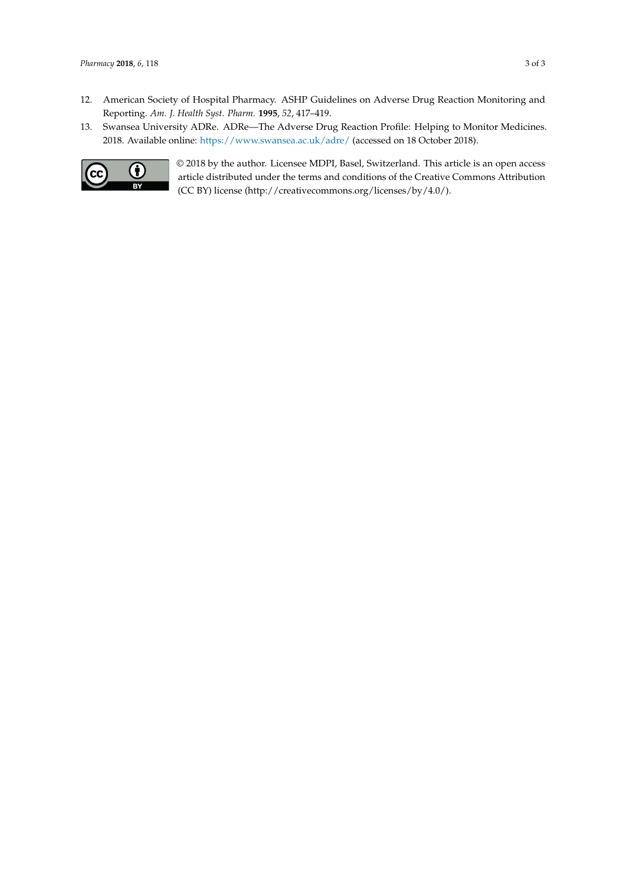12. American Society of Hospital Pharmacy. ASHP Guidelines on Adverse Drug Reaction Monitoring and Reporting. *Am. J. Health Syst. Pharm.* **1995**, *52*, 417–419.
13. Swansea University ADRe. ADRe—The Adverse Drug Reaction Profile: Helping to Monitor Medicines. 2018. Available online: https://www.swansea.ac.uk/adre/ (accessed on 18 October 2018).

© 2018 by the author. Licensee MDPI, Basel, Switzerland. This article is an open access article distributed under the terms and conditions of the Creative Commons Attribution (CC BY) license (http://creativecommons.org/licenses/by/4.0/).